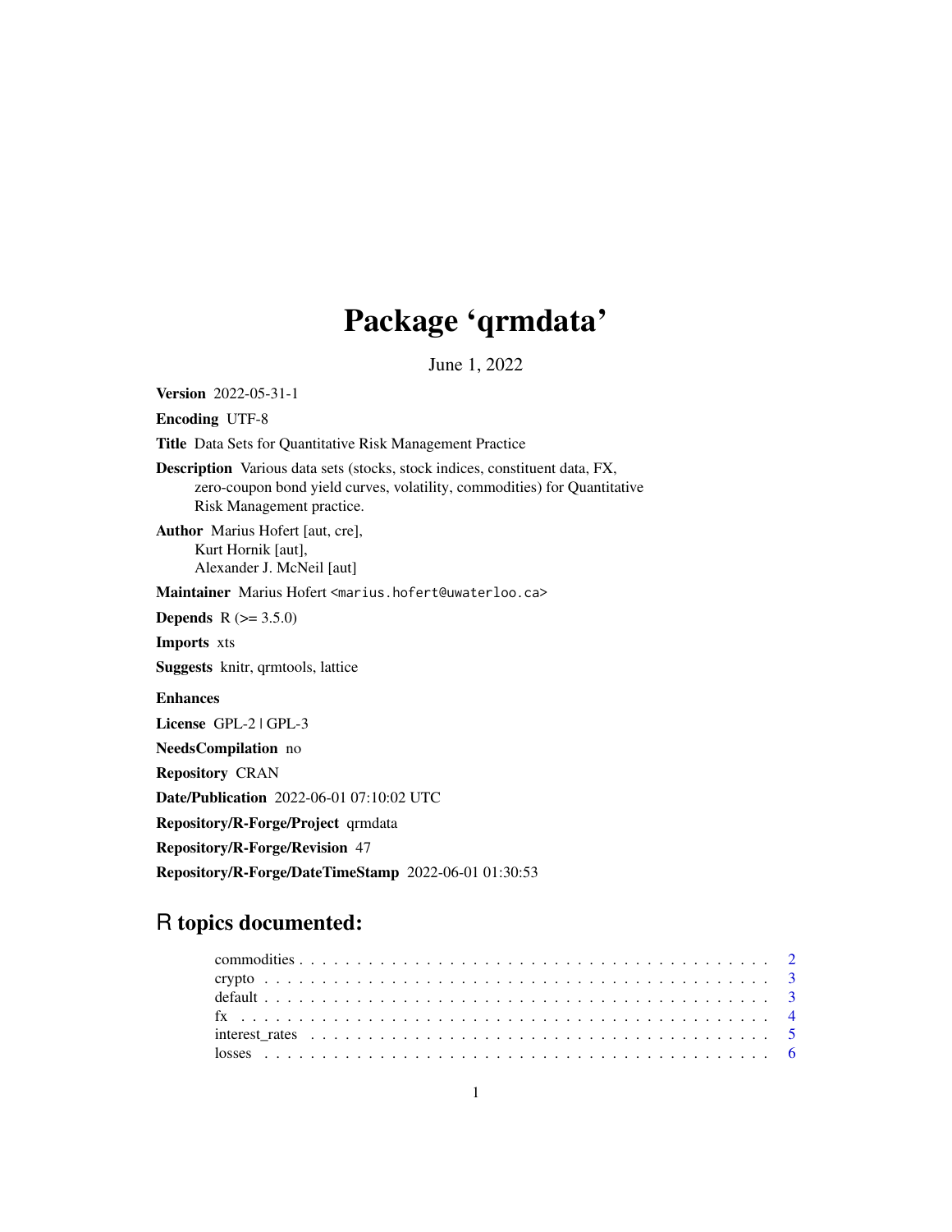# Package 'qrmdata'

June 1, 2022

**Version** 2022-05-31-1

**Encoding** UTF-8

**Title** Data Sets for Quantitative Risk Management Practice

**Description** Various data sets (stocks, stock indices, constituent data, FX, zero-coupon bond yield curves, volatility, commodities) for Quantitative Risk Management practice.

**Author** Marius Hofert [aut, cre], Kurt Hornik [aut], Alexander J. McNeil [aut]

**Maintainer** Marius Hofert <marius.hofert@uwaterloo.ca>

**Depends** R (>= 3.5.0)

**Imports** xts

**Suggests** knitr, qrmtools, lattice

**Enhances**

**License** GPL-2 | GPL-3

**NeedsCompilation** no

**Repository** CRAN

**Date/Publication** 2022-06-01 07:10:02 UTC

**Repository/R-Forge/Project** qrmdata

**Repository/R-Forge/Revision** 47

**Repository/R-Forge/DateTimeStamp** 2022-06-01 01:30:53

## R topics documented:

- commodities . . . . . . . . . . . . . . . . . . . . . . . . . . . . . . . . . . . . . . . . 2
- crypto . . . . . . . . . . . . . . . . . . . . . . . . . . . . . . . . . . . . . . . . . . . . 3
- default . . . . . . . . . . . . . . . . . . . . . . . . . . . . . . . . . . . . . . . . . . . . 3
- fx . . . . . . . . . . . . . . . . . . . . . . . . . . . . . . . . . . . . . . . . . . . . . . . 4
- interest_rates . . . . . . . . . . . . . . . . . . . . . . . . . . . . . . . . . . . . . . . 5
- losses . . . . . . . . . . . . . . . . . . . . . . . . . . . . . . . . . . . . . . . . . . . . 6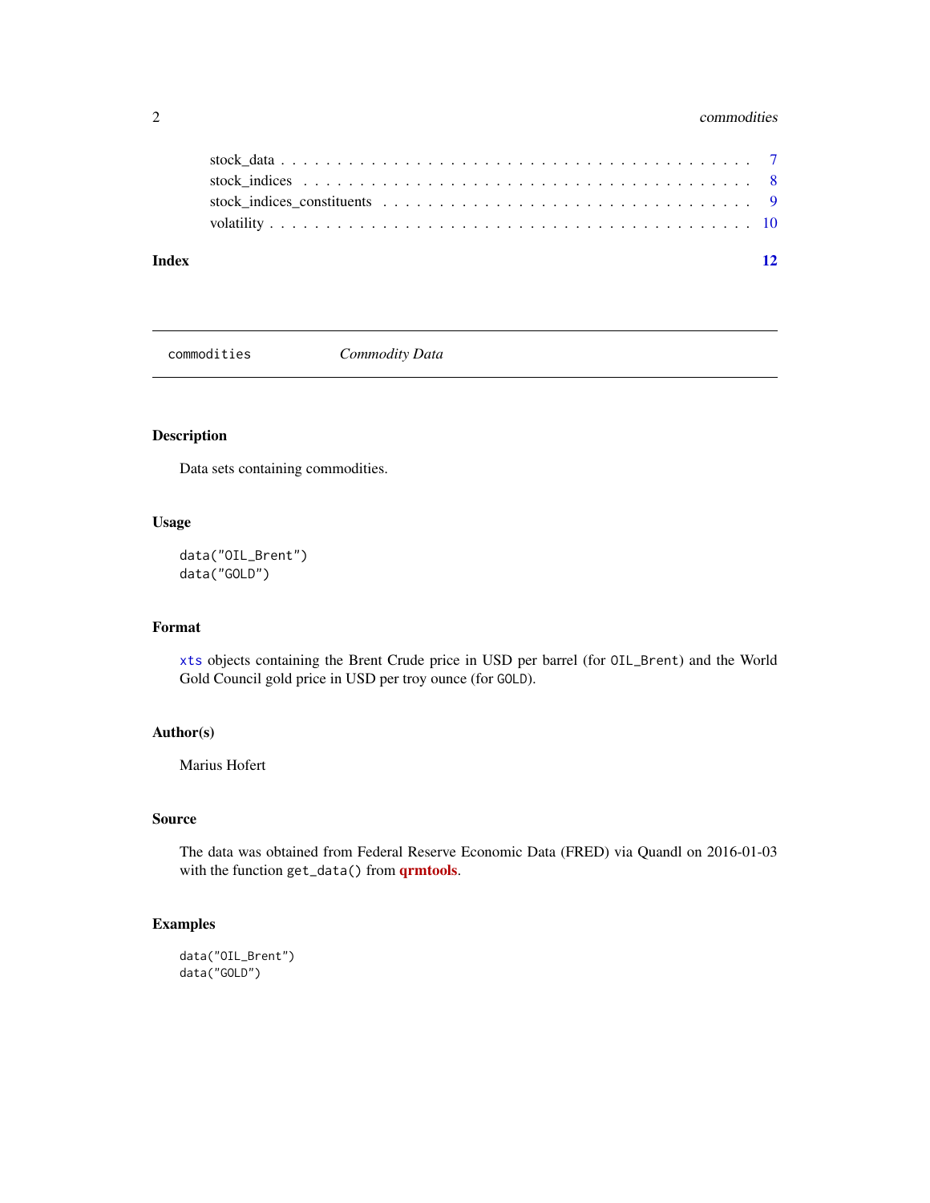stock_data . . . . . . . . . . . . . . . . . . . . . . . . . . . . . . . . . . . . . . 7
stock_indices . . . . . . . . . . . . . . . . . . . . . . . . . . . . . . . . . . . . . 8
stock_indices_constituents . . . . . . . . . . . . . . . . . . . . . . . . . . . . . . 9
volatility . . . . . . . . . . . . . . . . . . . . . . . . . . . . . . . . . . . . . . 10

**Index** **12**

---

commodities *Commodity Data*

---

## Description

Data sets containing commodities.

## Usage

```
data("OIL_Brent")
data("GOLD")
```

## Format

`xts` objects containing the Brent Crude price in USD per barrel (for `OIL_Brent`) and the World Gold Council gold price in USD per troy ounce (for `GOLD`).

## Author(s)

Marius Hofert

## Source

The data was obtained from Federal Reserve Economic Data (FRED) via Quandl on 2016-01-03 with the function `get_data()` from **qrmtools**.

## Examples

```
data("OIL_Brent")
data("GOLD")
```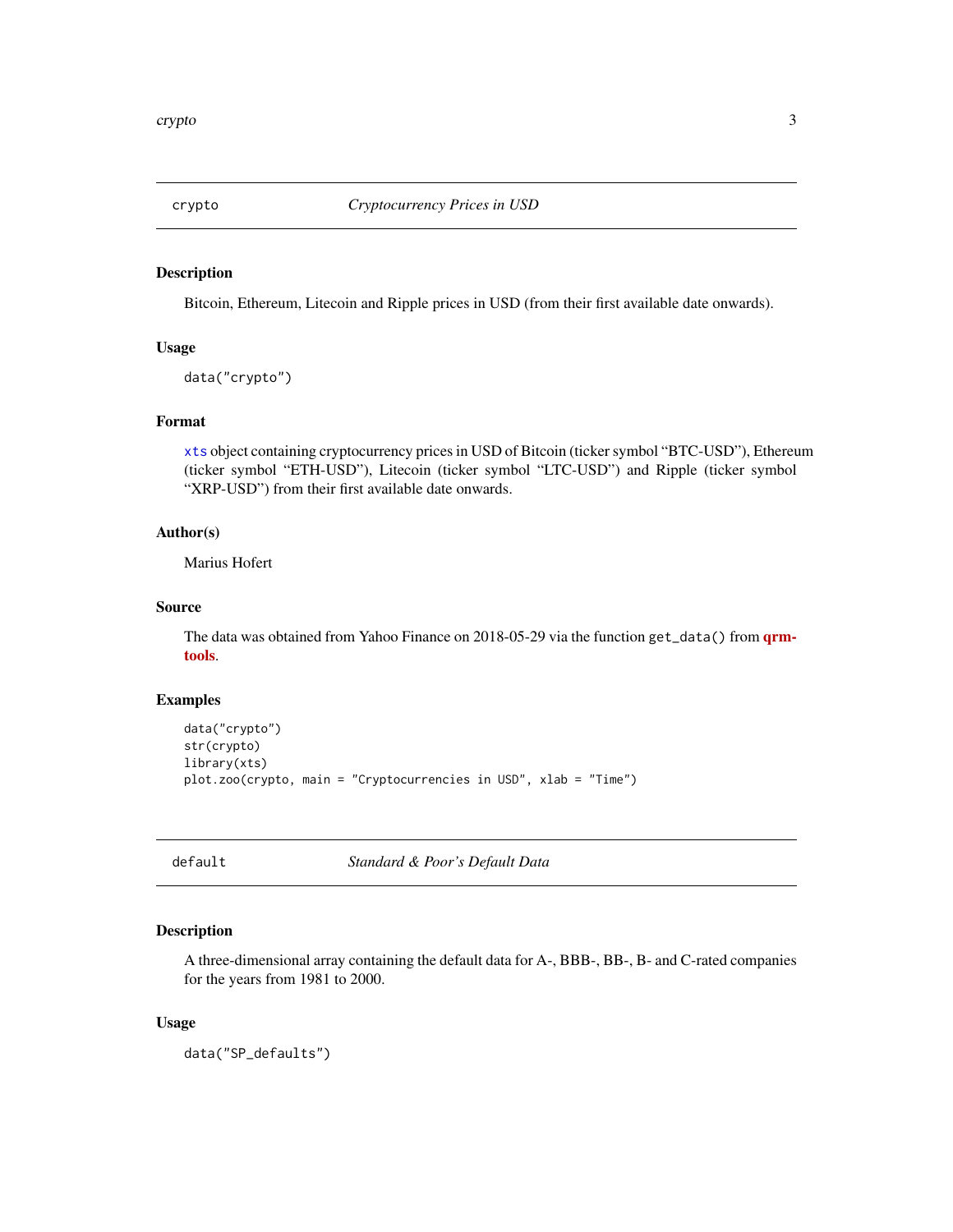## crypto — *Cryptocurrency Prices in USD*

### Description

Bitcoin, Ethereum, Litecoin and Ripple prices in USD (from their first available date onwards).

### Usage

```
data("crypto")
```

### Format

`xts` object containing cryptocurrency prices in USD of Bitcoin (ticker symbol "BTC-USD"), Ethereum (ticker symbol "ETH-USD"), Litecoin (ticker symbol "LTC-USD") and Ripple (ticker symbol "XRP-USD") from their first available date onwards.

### Author(s)

Marius Hofert

### Source

The data was obtained from Yahoo Finance on 2018-05-29 via the function `get_data()` from **qrmtools**.

### Examples

```
data("crypto")
str(crypto)
library(xts)
plot.zoo(crypto, main = "Cryptocurrencies in USD", xlab = "Time")
```

## default — *Standard & Poor's Default Data*

### Description

A three-dimensional array containing the default data for A-, BBB-, BB-, B- and C-rated companies for the years from 1981 to 2000.

### Usage

```
data("SP_defaults")
```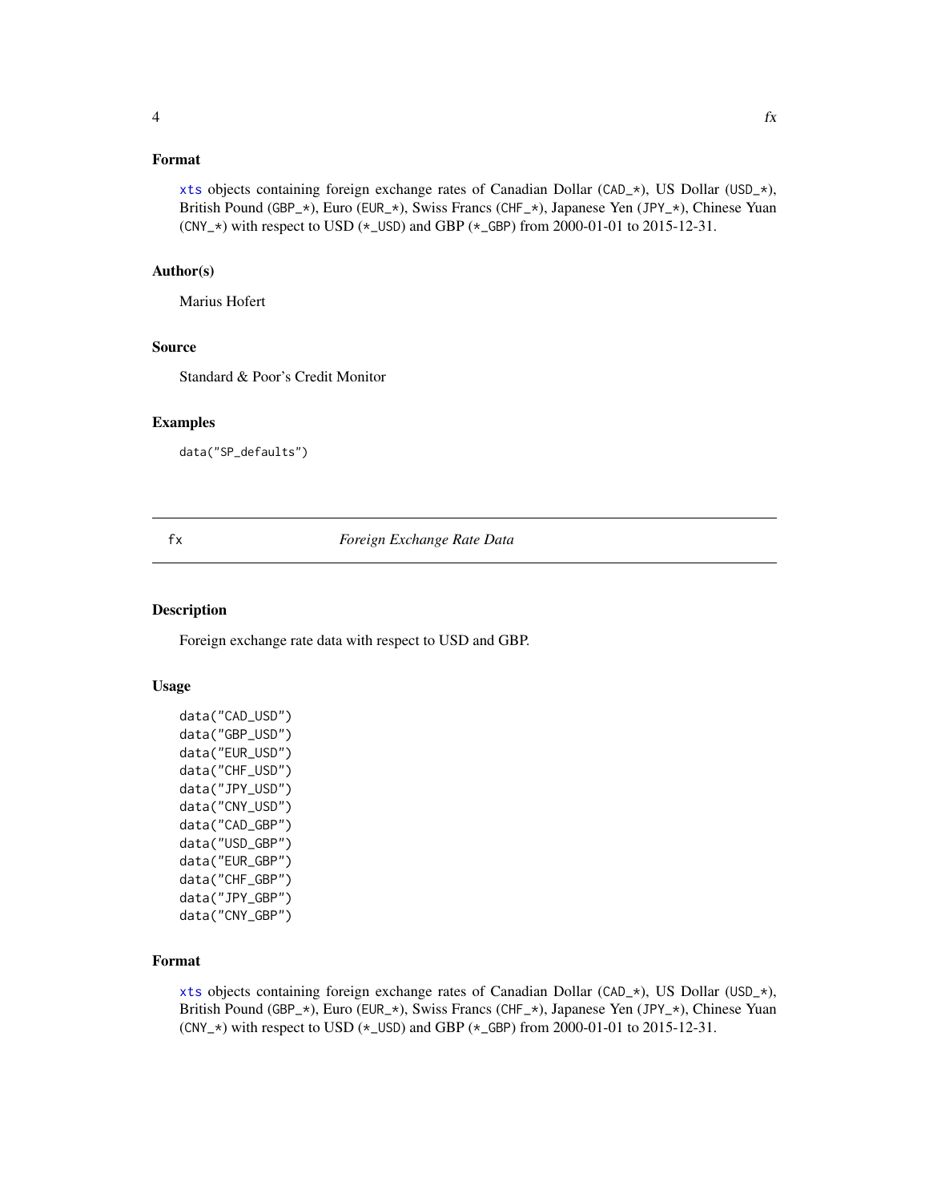### Format

xts objects containing foreign exchange rates of Canadian Dollar (CAD_*), US Dollar (USD_*), British Pound (GBP_*), Euro (EUR_*), Swiss Francs (CHF_*), Japanese Yen (JPY_*), Chinese Yuan (CNY_*) with respect to USD (*_USD) and GBP (*_GBP) from 2000-01-01 to 2015-12-31.

### Author(s)

Marius Hofert

### Source

Standard & Poor's Credit Monitor

### Examples

```
data("SP_defaults")
```

---

## fx — *Foreign Exchange Rate Data*

---

### Description

Foreign exchange rate data with respect to USD and GBP.

### Usage

```
data("CAD_USD")
data("GBP_USD")
data("EUR_USD")
data("CHF_USD")
data("JPY_USD")
data("CNY_USD")
data("CAD_GBP")
data("USD_GBP")
data("EUR_GBP")
data("CHF_GBP")
data("JPY_GBP")
data("CNY_GBP")
```

### Format

xts objects containing foreign exchange rates of Canadian Dollar (CAD_*), US Dollar (USD_*), British Pound (GBP_*), Euro (EUR_*), Swiss Francs (CHF_*), Japanese Yen (JPY_*), Chinese Yuan (CNY_*) with respect to USD (*_USD) and GBP (*_GBP) from 2000-01-01 to 2015-12-31.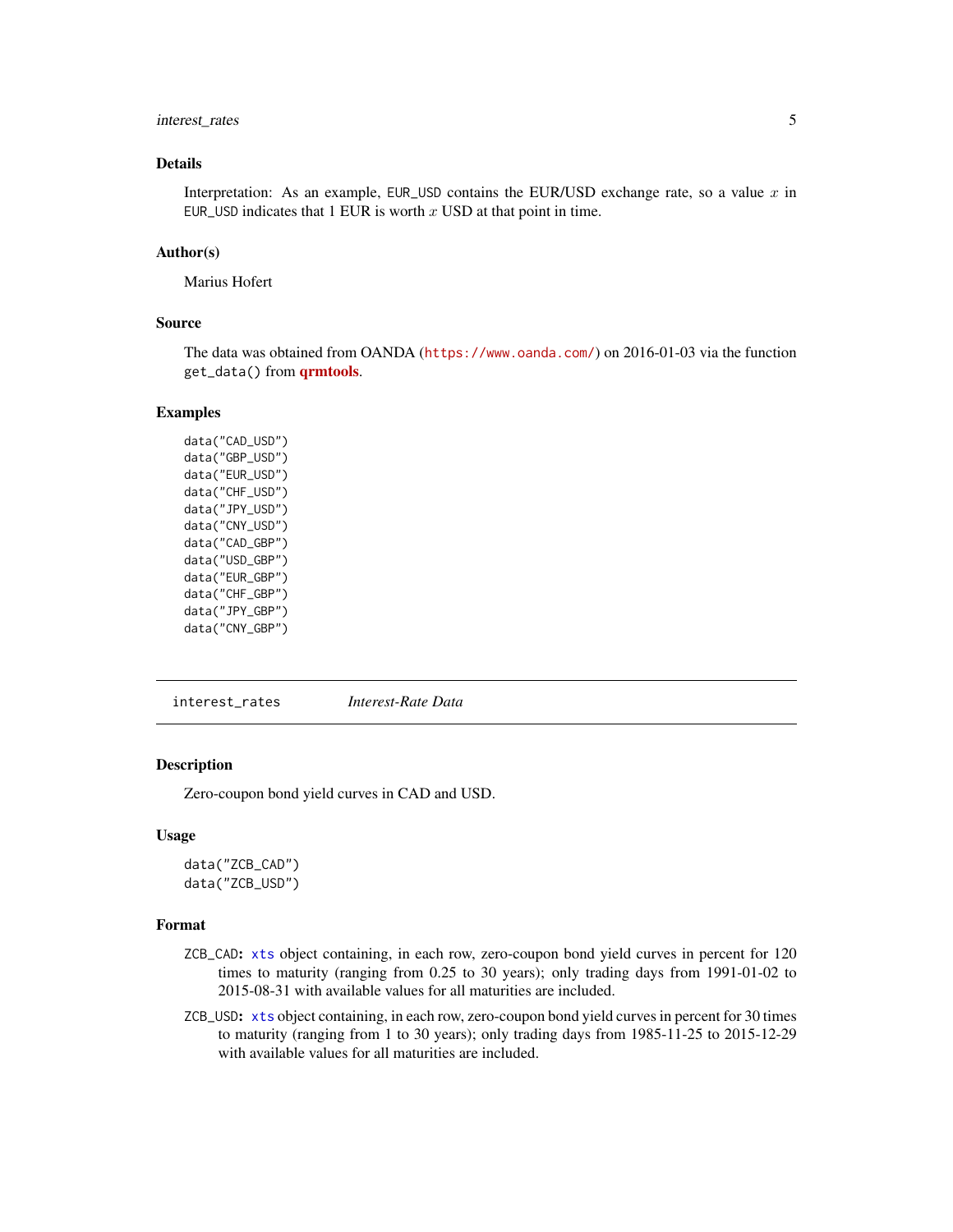### Details

Interpretation: As an example, EUR_USD contains the EUR/USD exchange rate, so a value $x$ in EUR_USD indicates that 1 EUR is worth $x$ USD at that point in time.

### Author(s)

Marius Hofert

### Source

The data was obtained from OANDA (https://www.oanda.com/) on 2016-01-03 via the function get_data() from **qrmtools**.

### Examples

```
data("CAD_USD")
data("GBP_USD")
data("EUR_USD")
data("CHF_USD")
data("JPY_USD")
data("CNY_USD")
data("CAD_GBP")
data("USD_GBP")
data("EUR_GBP")
data("CHF_GBP")
data("JPY_GBP")
data("CNY_GBP")
```

---

## interest_rates — *Interest-Rate Data*

### Description

Zero-coupon bond yield curves in CAD and USD.

### Usage

```
data("ZCB_CAD")
data("ZCB_USD")
```

### Format

**ZCB_CAD:** xts object containing, in each row, zero-coupon bond yield curves in percent for 120 times to maturity (ranging from 0.25 to 30 years); only trading days from 1991-01-02 to 2015-08-31 with available values for all maturities are included.

**ZCB_USD:** xts object containing, in each row, zero-coupon bond yield curves in percent for 30 times to maturity (ranging from 1 to 30 years); only trading days from 1985-11-25 to 2015-12-29 with available values for all maturities are included.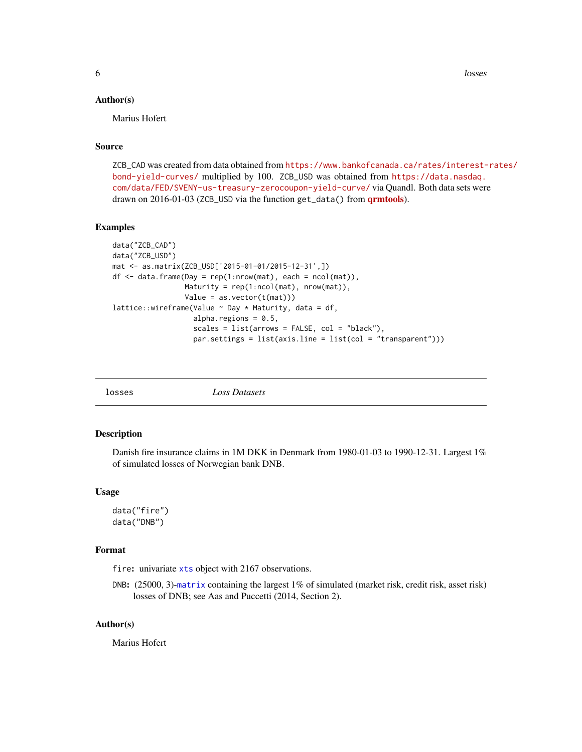### Author(s)

Marius Hofert

### Source

ZCB_CAD was created from data obtained from https://www.bankofcanada.ca/rates/interest-rates/bond-yield-curves/ multiplied by 100. ZCB_USD was obtained from https://data.nasdaq.com/data/FED/SVENY-us-treasury-zerocoupon-yield-curve/ via Quandl. Both data sets were drawn on 2016-01-03 (ZCB_USD via the function get_data() from **qrmtools**).

### Examples

```
data("ZCB_CAD")
data("ZCB_USD")
mat <- as.matrix(ZCB_USD['2015-01-01/2015-12-31',])
df <- data.frame(Day = rep(1:nrow(mat), each = ncol(mat)),
                 Maturity = rep(1:ncol(mat), nrow(mat)),
                 Value = as.vector(t(mat)))
lattice::wireframe(Value ~ Day * Maturity, data = df,
                   alpha.regions = 0.5,
                   scales = list(arrows = FALSE, col = "black"),
                   par.settings = list(axis.line = list(col = "transparent")))
```

---

## losses &nbsp;&nbsp;&nbsp;&nbsp; *Loss Datasets*

### Description

Danish fire insurance claims in 1M DKK in Denmark from 1980-01-03 to 1990-12-31. Largest 1% of simulated losses of Norwegian bank DNB.

### Usage

```
data("fire")
data("DNB")
```

### Format

**fire:** univariate xts object with 2167 observations.

**DNB:** (25000, 3)-matrix containing the largest 1% of simulated (market risk, credit risk, asset risk) losses of DNB; see Aas and Puccetti (2014, Section 2).

### Author(s)

Marius Hofert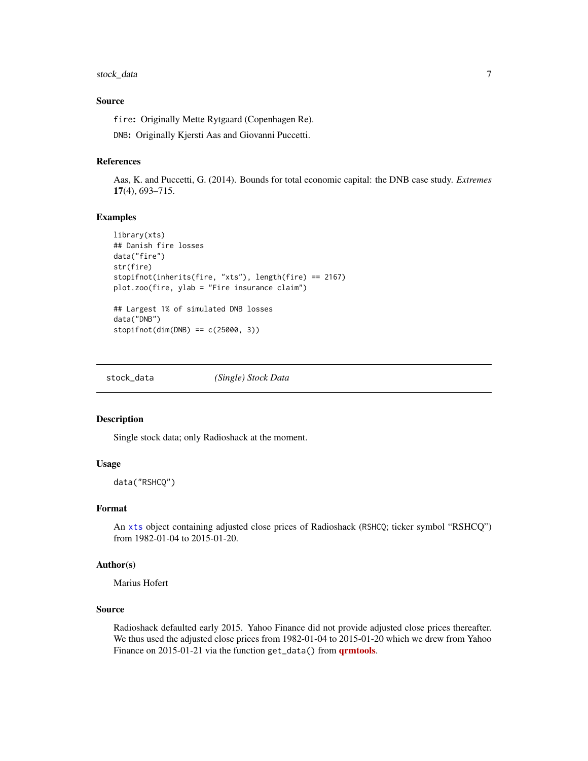### Source

`fire`**:** Originally Mette Rytgaard (Copenhagen Re).

`DNB`**:** Originally Kjersti Aas and Giovanni Puccetti.

### References

Aas, K. and Puccetti, G. (2014). Bounds for total economic capital: the DNB case study. *Extremes* **17**(4), 693–715.

### Examples

```
library(xts)
## Danish fire losses
data("fire")
str(fire)
stopifnot(inherits(fire, "xts"), length(fire) == 2167)
plot.zoo(fire, ylab = "Fire insurance claim")

## Largest 1% of simulated DNB losses
data("DNB")
stopifnot(dim(DNB) == c(25000, 3))
```

---

## stock_data &nbsp;&nbsp;&nbsp;&nbsp; *(Single) Stock Data*

---

### Description

Single stock data; only Radioshack at the moment.

### Usage

```
data("RSHCQ")
```

### Format

An `xts` object containing adjusted close prices of Radioshack (`RSHCQ`; ticker symbol “RSHCQ”) from 1982-01-04 to 2015-01-20.

### Author(s)

Marius Hofert

### Source

Radioshack defaulted early 2015. Yahoo Finance did not provide adjusted close prices thereafter. We thus used the adjusted close prices from 1982-01-04 to 2015-01-20 which we drew from Yahoo Finance on 2015-01-21 via the function `get_data()` from **qrmtools**.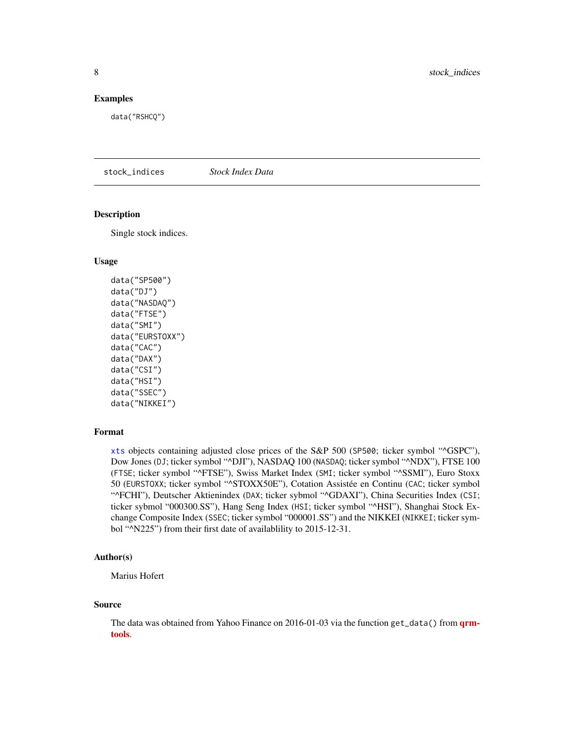## Examples

```
data("RSHCQ")
```

---

`stock_indices` *Stock Index Data*

---

### Description

Single stock indices.

### Usage

```
data("SP500")
data("DJ")
data("NASDAQ")
data("FTSE")
data("SMI")
data("EURSTOXX")
data("CAC")
data("DAX")
data("CSI")
data("HSI")
data("SSEC")
data("NIKKEI")
```

### Format

`xts` objects containing adjusted close prices of the S&P 500 (`SP500`; ticker symbol “^GSPC”), Dow Jones (`DJ`; ticker symbol “^DJI”), NASDAQ 100 (`NASDAQ`; ticker symbol “^NDX”), FTSE 100 (`FTSE`; ticker symbol “^FTSE”), Swiss Market Index (`SMI`; ticker symbol “^SSMI”), Euro Stoxx 50 (`EURSTOXX`; ticker symbol “^STOXX50E”), Cotation Assistée en Continu (`CAC`; ticker symbol “^FCHI”), Deutscher Aktienindex (`DAX`; ticker sybmol “^GDAXI”), China Securities Index (`CSI`; ticker sybmol “000300.SS”), Hang Seng Index (`HSI`; ticker symbol “^HSI”), Shanghai Stock Exchange Composite Index (`SSEC`; ticker symbol “000001.SS”) and the NIKKEI (`NIKKEI`; ticker symbol “^N225”) from their first date of availablility to 2015-12-31.

### Author(s)

Marius Hofert

### Source

The data was obtained from Yahoo Finance on 2016-01-03 via the function `get_data()` from **qrmtools**.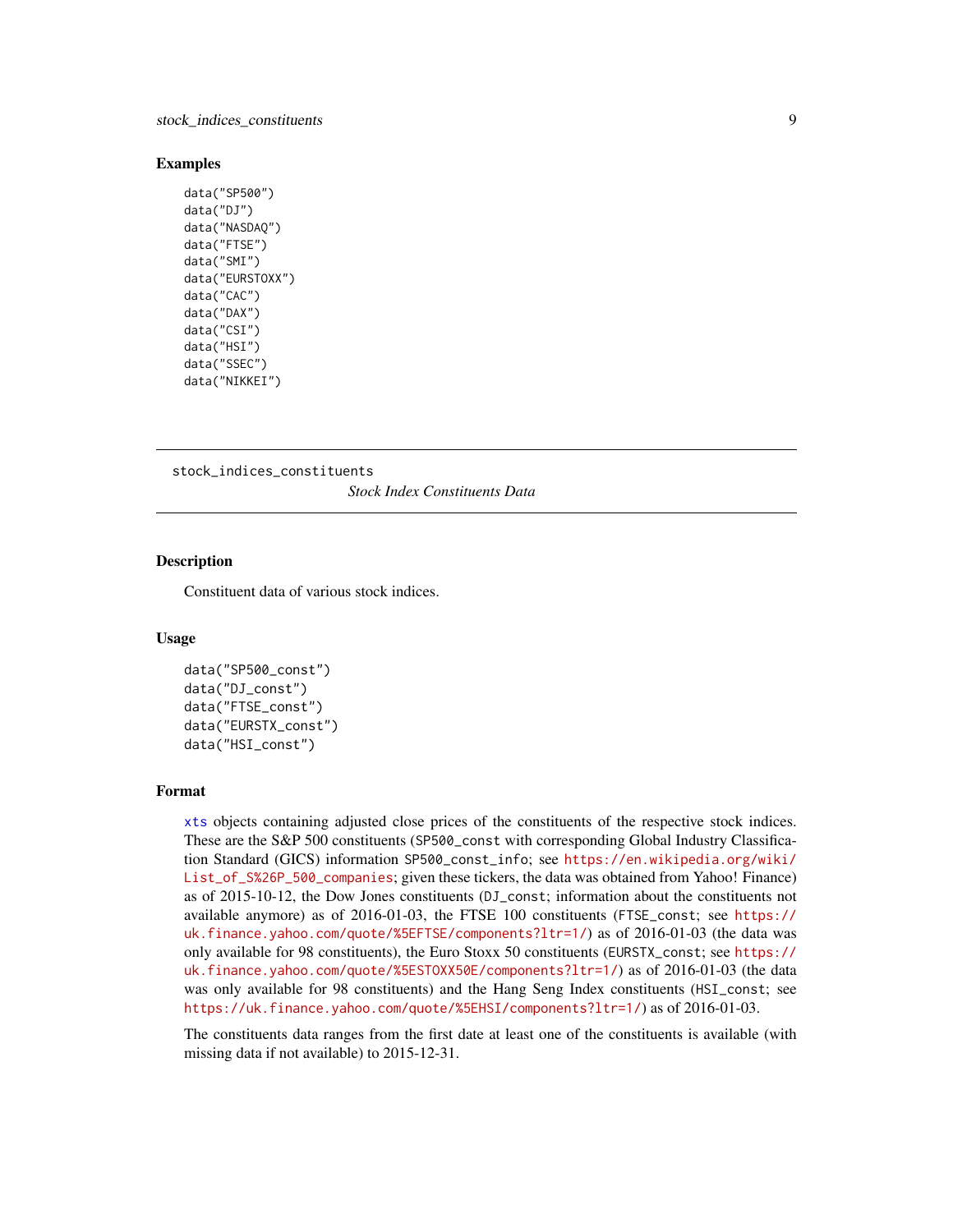## Examples

```
data("SP500")
data("DJ")
data("NASDAQ")
data("FTSE")
data("SMI")
data("EURSTOXX")
data("CAC")
data("DAX")
data("CSI")
data("HSI")
data("SSEC")
data("NIKKEI")
```

---

stock_indices_constituents          *Stock Index Constituents Data*

---

## Description

Constituent data of various stock indices.

## Usage

```
data("SP500_const")
data("DJ_const")
data("FTSE_const")
data("EURSTX_const")
data("HSI_const")
```

## Format

xts objects containing adjusted close prices of the constituents of the respective stock indices. These are the S&P 500 constituents (SP500_const with corresponding Global Industry Classification Standard (GICS) information SP500_const_info; see https://en.wikipedia.org/wiki/List_of_S%26P_500_companies; given these tickers, the data was obtained from Yahoo! Finance) as of 2015-10-12, the Dow Jones constituents (DJ_const; information about the constituents not available anymore) as of 2016-01-03, the FTSE 100 constituents (FTSE_const; see https://uk.finance.yahoo.com/quote/%5EFTSE/components?ltr=1/) as of 2016-01-03 (the data was only available for 98 constituents), the Euro Stoxx 50 constituents (EURSTX_const; see https://uk.finance.yahoo.com/quote/%5ESTOXX50E/components?ltr=1/) as of 2016-01-03 (the data was only available for 98 constituents) and the Hang Seng Index constituents (HSI_const; see https://uk.finance.yahoo.com/quote/%5EHSI/components?ltr=1/) as of 2016-01-03.

The constituents data ranges from the first date at least one of the constituents is available (with missing data if not available) to 2015-12-31.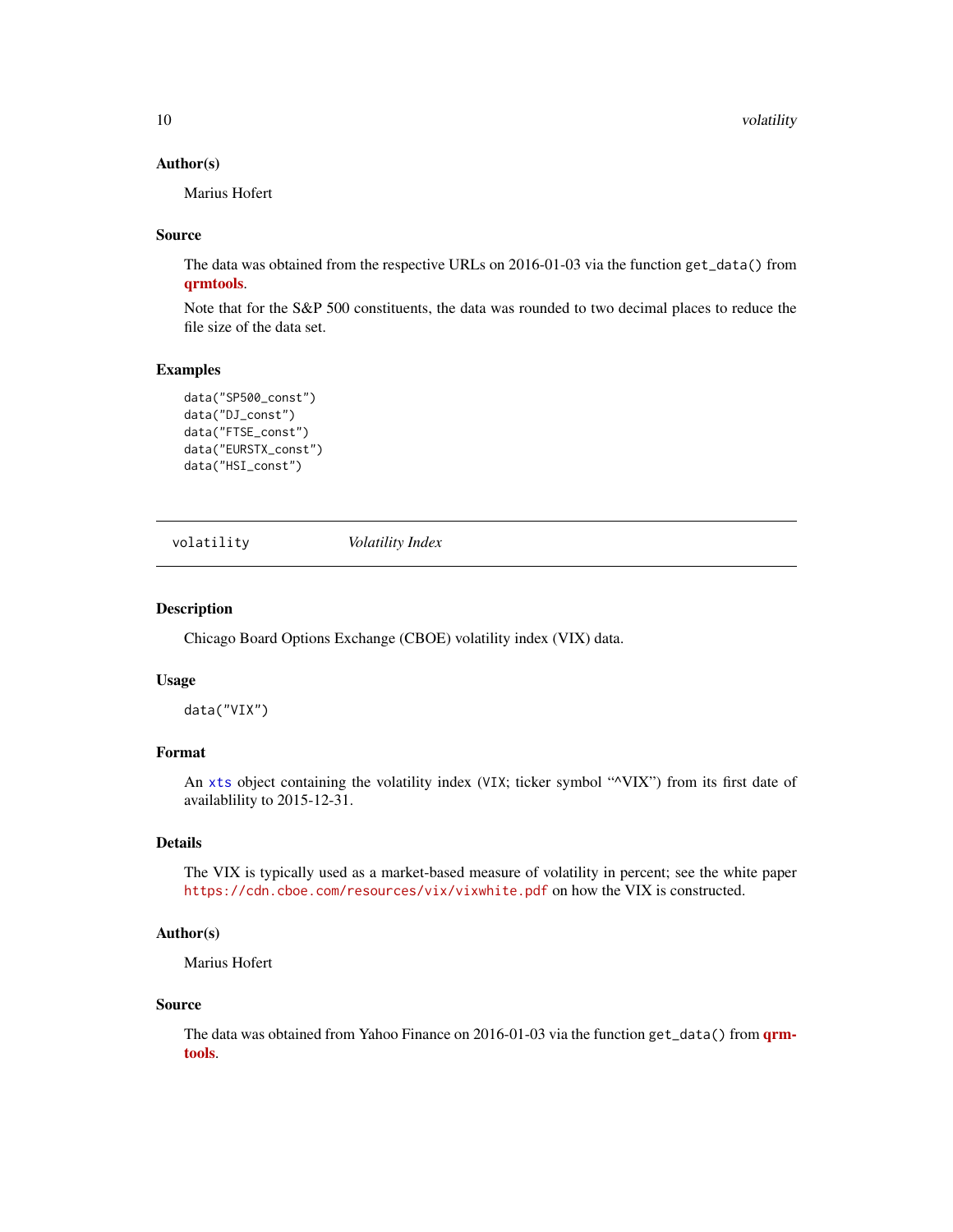### Author(s)

Marius Hofert

### Source

The data was obtained from the respective URLs on 2016-01-03 via the function `get_data()` from **qrmtools**.

Note that for the S&P 500 constituents, the data was rounded to two decimal places to reduce the file size of the data set.

### Examples

```
data("SP500_const")
data("DJ_const")
data("FTSE_const")
data("EURSTX_const")
data("HSI_const")
```

---

## volatility    *Volatility Index*

---

### Description

Chicago Board Options Exchange (CBOE) volatility index (VIX) data.

### Usage

```
data("VIX")
```

### Format

An `xts` object containing the volatility index (`VIX`; ticker symbol "^VIX") from its first date of availablility to 2015-12-31.

### Details

The VIX is typically used as a market-based measure of volatility in percent; see the white paper `https://cdn.cboe.com/resources/vix/vixwhite.pdf` on how the VIX is constructed.

### Author(s)

Marius Hofert

### Source

The data was obtained from Yahoo Finance on 2016-01-03 via the function `get_data()` from **qrmtools**.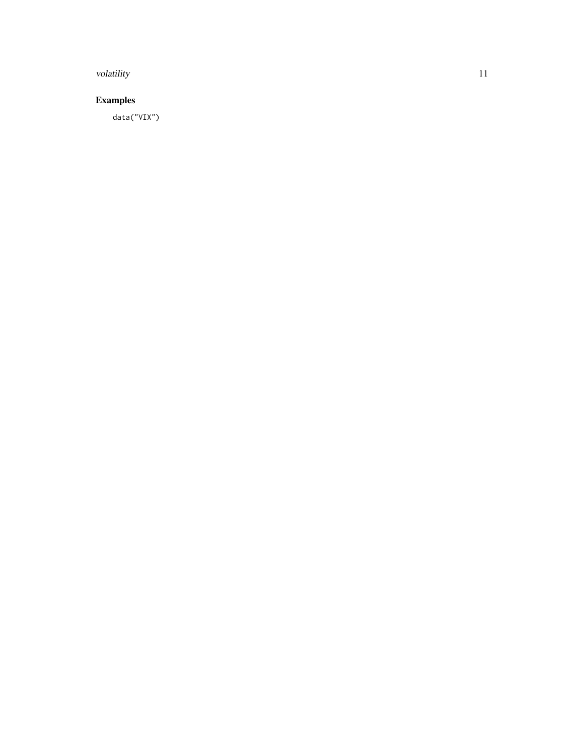## Examples

```
data("VIX")
```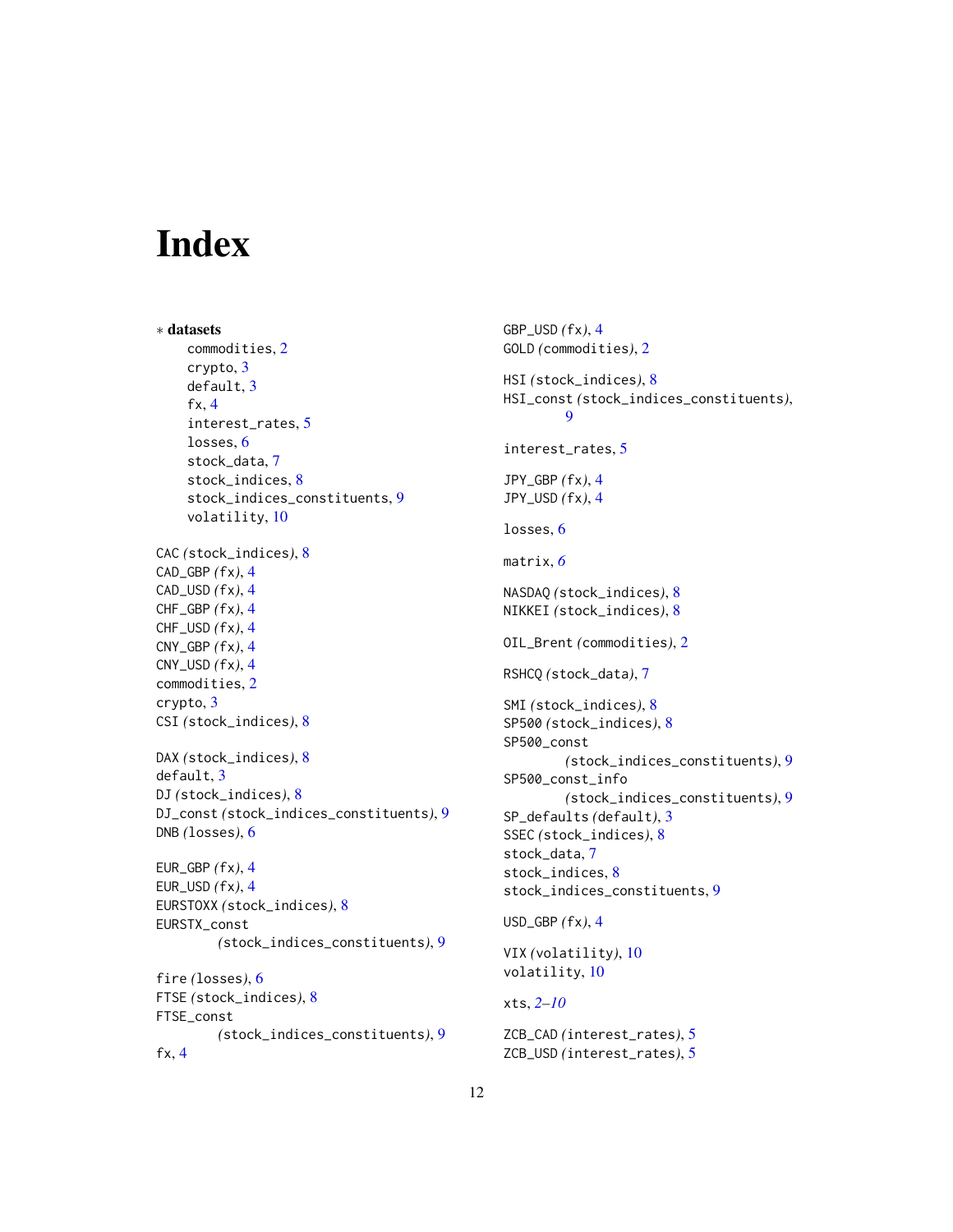# Index

∗ **datasets**

commodities, 2
crypto, 3
default, 3
fx, 4
interest_rates, 5
losses, 6
stock_data, 7
stock_indices, 8
stock_indices_constituents, 9
volatility, 10

CAC *(stock_indices)*, 8
CAD_GBP *(fx)*, 4
CAD_USD *(fx)*, 4
CHF_GBP *(fx)*, 4
CHF_USD *(fx)*, 4
CNY_GBP *(fx)*, 4
CNY_USD *(fx)*, 4
commodities, 2
crypto, 3
CSI *(stock_indices)*, 8

DAX *(stock_indices)*, 8
default, 3
DJ *(stock_indices)*, 8
DJ_const *(stock_indices_constituents)*, 9
DNB *(losses)*, 6

EUR_GBP *(fx)*, 4
EUR_USD *(fx)*, 4
EURSTOXX *(stock_indices)*, 8
EURSTX_const *(stock_indices_constituents)*, 9

fire *(losses)*, 6
FTSE *(stock_indices)*, 8
FTSE_const *(stock_indices_constituents)*, 9
fx, 4

GBP_USD *(fx)*, 4
GOLD *(commodities)*, 2

HSI *(stock_indices)*, 8
HSI_const *(stock_indices_constituents)*, 9

interest_rates, 5

JPY_GBP *(fx)*, 4
JPY_USD *(fx)*, 4

losses, 6

matrix, *6*

NASDAQ *(stock_indices)*, 8
NIKKEI *(stock_indices)*, 8

OIL_Brent *(commodities)*, 2

RSHCQ *(stock_data)*, 7

SMI *(stock_indices)*, 8
SP500 *(stock_indices)*, 8
SP500_const *(stock_indices_constituents)*, 9
SP500_const_info *(stock_indices_constituents)*, 9
SP_defaults *(default)*, 3
SSEC *(stock_indices)*, 8
stock_data, 7
stock_indices, 8
stock_indices_constituents, 9

USD_GBP *(fx)*, 4

VIX *(volatility)*, 10
volatility, 10

xts, *2–10*

ZCB_CAD *(interest_rates)*, 5
ZCB_USD *(interest_rates)*, 5